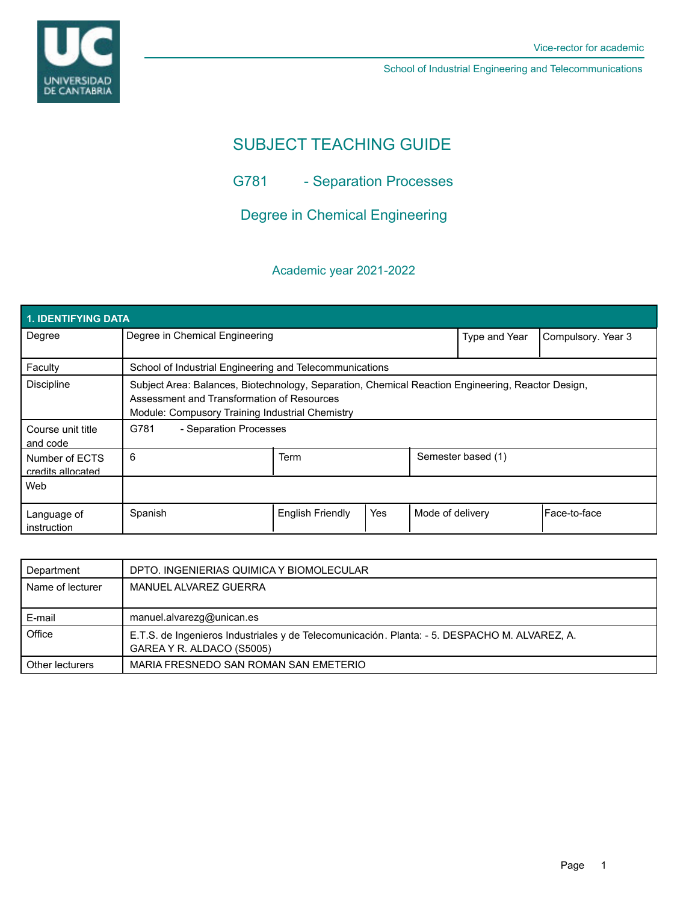Vice-rector for academic

School of Industrial Engineering and Telecommunications

# SUBJECT TEACHING GUIDE

## G781 - Separation Processes

## Degree in Chemical Engineering

### Academic year 2021-2022

| 1. IDENTIFYING DATA | | | | | |
|---|---|---|---|---|---|
| Degree | Degree in Chemical Engineering | | | Type and Year | Compulsory. Year 3 |
| Faculty | School of Industrial Engineering and Telecommunications | | | | |
| Discipline | Subject Area: Balances, Biotechnology, Separation, Chemical Reaction Engineering, Reactor Design, Assessment and Transformation of Resources<br>Module: Compusory Training Industrial Chemistry | | | | |
| Course unit title and code | G781 - Separation Processes | | | | |
| Number of ECTS credits allocated | 6 | Term | | Semester based (1) | |
| Web | | | | | |
| Language of instruction | Spanish | English Friendly | Yes | Mode of delivery | Face-to-face |

| | |
|---|---|
| Department | DPTO. INGENIERIAS QUIMICA Y BIOMOLECULAR |
| Name of lecturer | MANUEL ALVAREZ GUERRA |
| E-mail | manuel.alvarezg@unican.es |
| Office | E.T.S. de Ingenieros Industriales y de Telecomunicación. Planta: - 5. DESPACHO M. ALVAREZ, A. GAREA Y R. ALDACO (S5005) |
| Other lecturers | MARIA FRESNEDO SAN ROMAN SAN EMETERIO |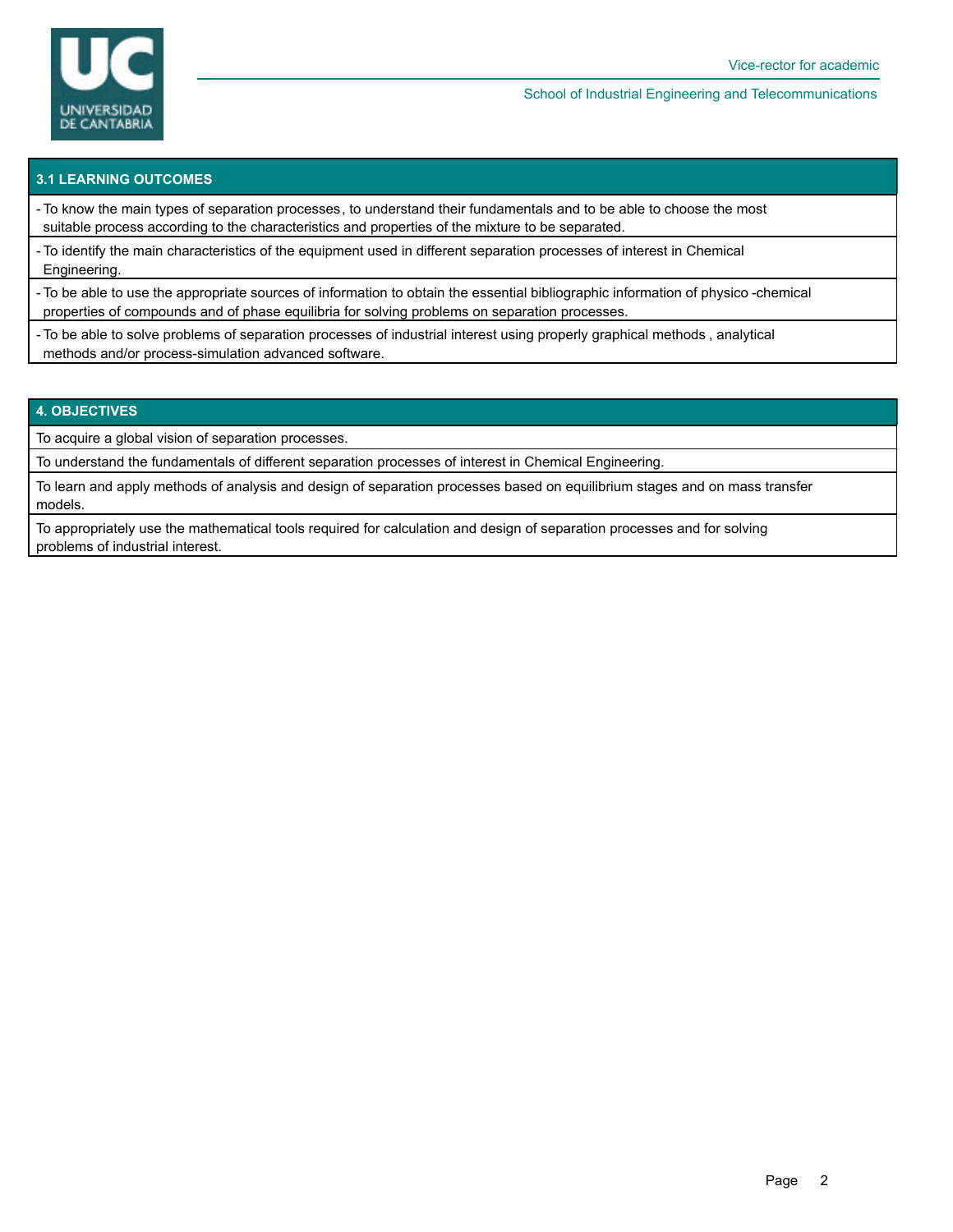## 3.1 LEARNING OUTCOMES

- To know the main types of separation processes, to understand their fundamentals and to be able to choose the most suitable process according to the characteristics and properties of the mixture to be separated.
- To identify the main characteristics of the equipment used in different separation processes of interest in Chemical Engineering.
- To be able to use the appropriate sources of information to obtain the essential bibliographic information of physico-chemical properties of compounds and of phase equilibria for solving problems on separation processes.
- To be able to solve problems of separation processes of industrial interest using properly graphical methods, analytical methods and/or process-simulation advanced software.

## 4. OBJECTIVES

To acquire a global vision of separation processes.

To understand the fundamentals of different separation processes of interest in Chemical Engineering.

To learn and apply methods of analysis and design of separation processes based on equilibrium stages and on mass transfer models.

To appropriately use the mathematical tools required for calculation and design of separation processes and for solving problems of industrial interest.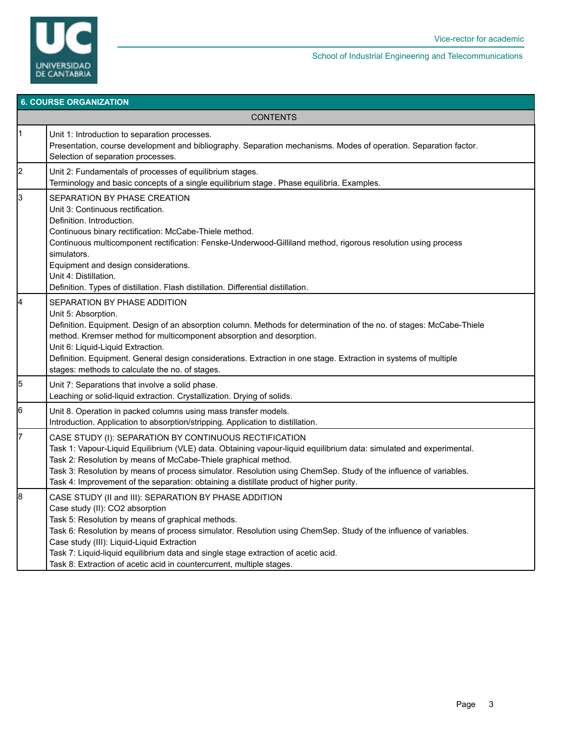## 6. COURSE ORGANIZATION

| CONTENTS | |
|---|---|
| 1 | Unit 1: Introduction to separation processes.<br>Presentation, course development and bibliography. Separation mechanisms. Modes of operation. Separation factor. Selection of separation processes. |
| 2 | Unit 2: Fundamentals of processes of equilibrium stages.<br>Terminology and basic concepts of a single equilibrium stage. Phase equilibria. Examples. |
| 3 | SEPARATION BY PHASE CREATION<br>Unit 3: Continuous rectification.<br>Definition. Introduction.<br>Continuous binary rectification: McCabe-Thiele method.<br>Continuous multicomponent rectification: Fenske-Underwood-Gilliland method, rigorous resolution using process simulators.<br>Equipment and design considerations.<br>Unit 4: Distillation.<br>Definition. Types of distillation. Flash distillation. Differential distillation. |
| 4 | SEPARATION BY PHASE ADDITION<br>Unit 5: Absorption.<br>Definition. Equipment. Design of an absorption column. Methods for determination of the no. of stages: McCabe-Thiele method. Kremser method for multicomponent absorption and desorption.<br>Unit 6: Liquid-Liquid Extraction.<br>Definition. Equipment. General design considerations. Extraction in one stage. Extraction in systems of multiple stages: methods to calculate the no. of stages. |
| 5 | Unit 7: Separations that involve a solid phase.<br>Leaching or solid-liquid extraction. Crystallization. Drying of solids. |
| 6 | Unit 8. Operation in packed columns using mass transfer models.<br>Introduction. Application to absorption/stripping. Application to distillation. |
| 7 | CASE STUDY (I): SEPARATION BY CONTINUOUS RECTIFICATION<br>Task 1: Vapour-Liquid Equilibrium (VLE) data. Obtaining vapour-liquid equilibrium data: simulated and experimental.<br>Task 2: Resolution by means of McCabe-Thiele graphical method.<br>Task 3: Resolution by means of process simulator. Resolution using ChemSep. Study of the influence of variables.<br>Task 4: Improvement of the separation: obtaining a distillate product of higher purity. |
| 8 | CASE STUDY (II and III): SEPARATION BY PHASE ADDITION<br>Case study (II): $CO_2$ absorption<br>Task 5: Resolution by means of graphical methods.<br>Task 6: Resolution by means of process simulator. Resolution using ChemSep. Study of the influence of variables.<br>Case study (III): Liquid-Liquid Extraction<br>Task 7: Liquid-liquid equilibrium data and single stage extraction of acetic acid.<br>Task 8: Extraction of acetic acid in countercurrent, multiple stages. |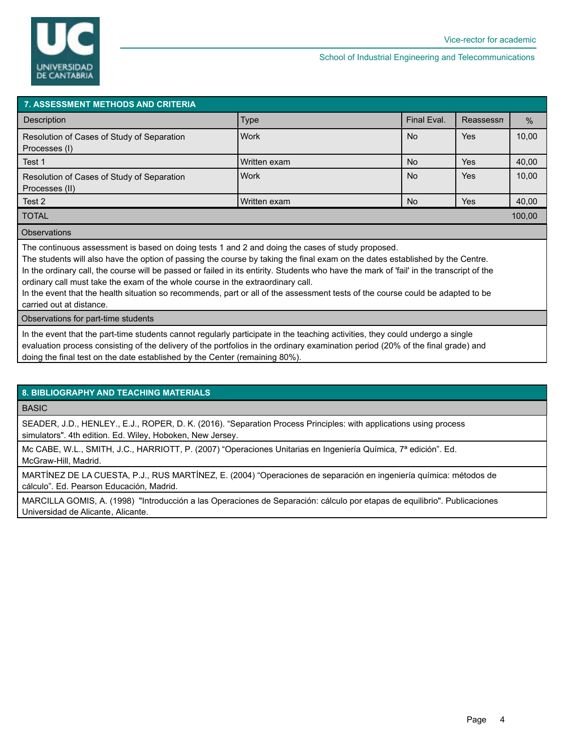## 7. ASSESSMENT METHODS AND CRITERIA

| Description | Type | Final Eval. | Reassessn | % |
|---|---|---|---|---|
| Resolution of Cases of Study of Separation Processes (I) | Work | No | Yes | 10,00 |
| Test 1 | Written exam | No | Yes | 40,00 |
| Resolution of Cases of Study of Separation Processes (II) | Work | No | Yes | 10,00 |
| Test 2 | Written exam | No | Yes | 40,00 |
| TOTAL | | | | 100,00 |

**Observations**

The continuous assessment is based on doing tests 1 and 2 and doing the cases of study proposed.
The students will also have the option of passing the course by taking the final exam on the dates established by the Centre.
In the ordinary call, the course will be passed or failed in its entirity. Students who have the mark of 'fail' in the transcript of the ordinary call must take the exam of the whole course in the extraordinary call.
In the event that the health situation so recommends, part or all of the assessment tests of the course could be adapted to be carried out at distance.

**Observations for part-time students**

In the event that the part-time students cannot regularly participate in the teaching activities, they could undergo a single evaluation process consisting of the delivery of the portfolios in the ordinary examination period (20% of the final grade) and doing the final test on the date established by the Center (remaining 80%).

## 8. BIBLIOGRAPHY AND TEACHING MATERIALS

**BASIC**

SEADER, J.D., HENLEY., E.J., ROPER, D. K. (2016). “Separation Process Principles: with applications using process simulators". 4th edition. Ed. Wiley, Hoboken, New Jersey.

Mc CABE, W.L., SMITH, J.C., HARRIOTT, P. (2007) “Operaciones Unitarias en Ingeniería Química, 7ª edición”. Ed. McGraw-Hill, Madrid.

MARTÍNEZ DE LA CUESTA, P.J., RUS MARTÍNEZ, E. (2004) “Operaciones de separación en ingeniería química: métodos de cálculo”. Ed. Pearson Educación, Madrid.

MARCILLA GOMIS, A. (1998) "Introducción a las Operaciones de Separación: cálculo por etapas de equilibrio". Publicaciones Universidad de Alicante, Alicante.